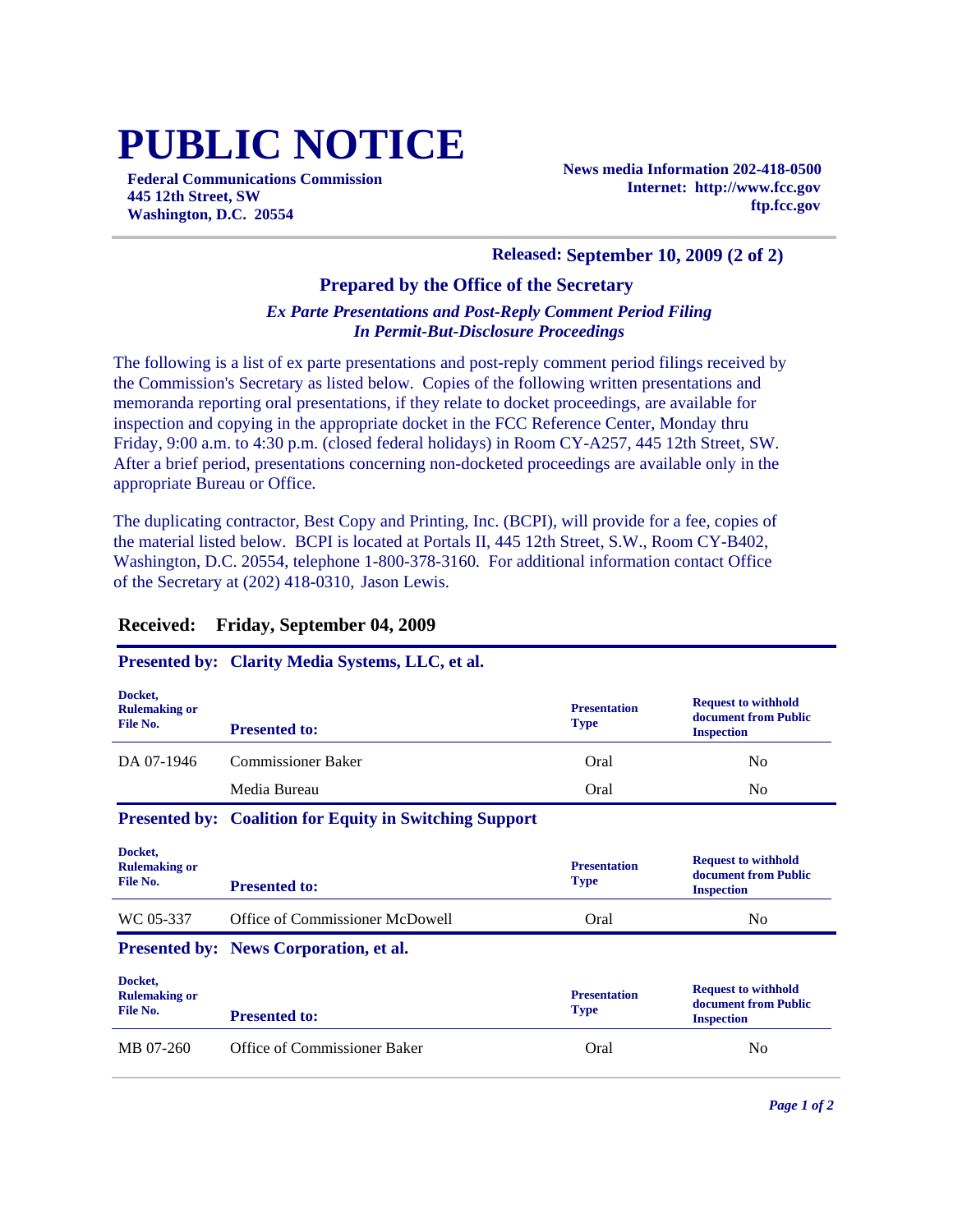# PUBLIC NOTICE

**Federal Communications Commission**
**445 12th Street, SW**
**Washington, D.C. 20554**

**News media Information 202-418-0500**
**Internet: http://www.fcc.gov**
**ftp.fcc.gov**

**Released: September 10, 2009 (2 of 2)**

### Prepared by the Office of the Secretary

***Ex Parte Presentations and Post-Reply Comment Period Filing In Permit-But-Disclosure Proceedings***

The following is a list of ex parte presentations and post-reply comment period filings received by the Commission's Secretary as listed below. Copies of the following written presentations and memoranda reporting oral presentations, if they relate to docket proceedings, are available for inspection and copying in the appropriate docket in the FCC Reference Center, Monday thru Friday, 9:00 a.m. to 4:30 p.m. (closed federal holidays) in Room CY-A257, 445 12th Street, SW. After a brief period, presentations concerning non-docketed proceedings are available only in the appropriate Bureau or Office.

The duplicating contractor, Best Copy and Printing, Inc. (BCPI), will provide for a fee, copies of the material listed below. BCPI is located at Portals II, 445 12th Street, S.W., Room CY-B402, Washington, D.C. 20554, telephone 1-800-378-3160. For additional information contact Office of the Secretary at (202) 418-0310, Jason Lewis.

**Received: Friday, September 04, 2009**

**Presented by: Clarity Media Systems, LLC, et al.**

| Docket, Rulemaking or File No. | Presented to: | Presentation Type | Request to withhold document from Public Inspection |
|---|---|---|---|
| DA 07-1946 | Commissioner Baker | Oral | No |
| | Media Bureau | Oral | No |

**Presented by: Coalition for Equity in Switching Support**

| Docket, Rulemaking or File No. | Presented to: | Presentation Type | Request to withhold document from Public Inspection |
|---|---|---|---|
| WC 05-337 | Office of Commissioner McDowell | Oral | No |

**Presented by: News Corporation, et al.**

| Docket, Rulemaking or File No. | Presented to: | Presentation Type | Request to withhold document from Public Inspection |
|---|---|---|---|
| MB 07-260 | Office of Commissioner Baker | Oral | No |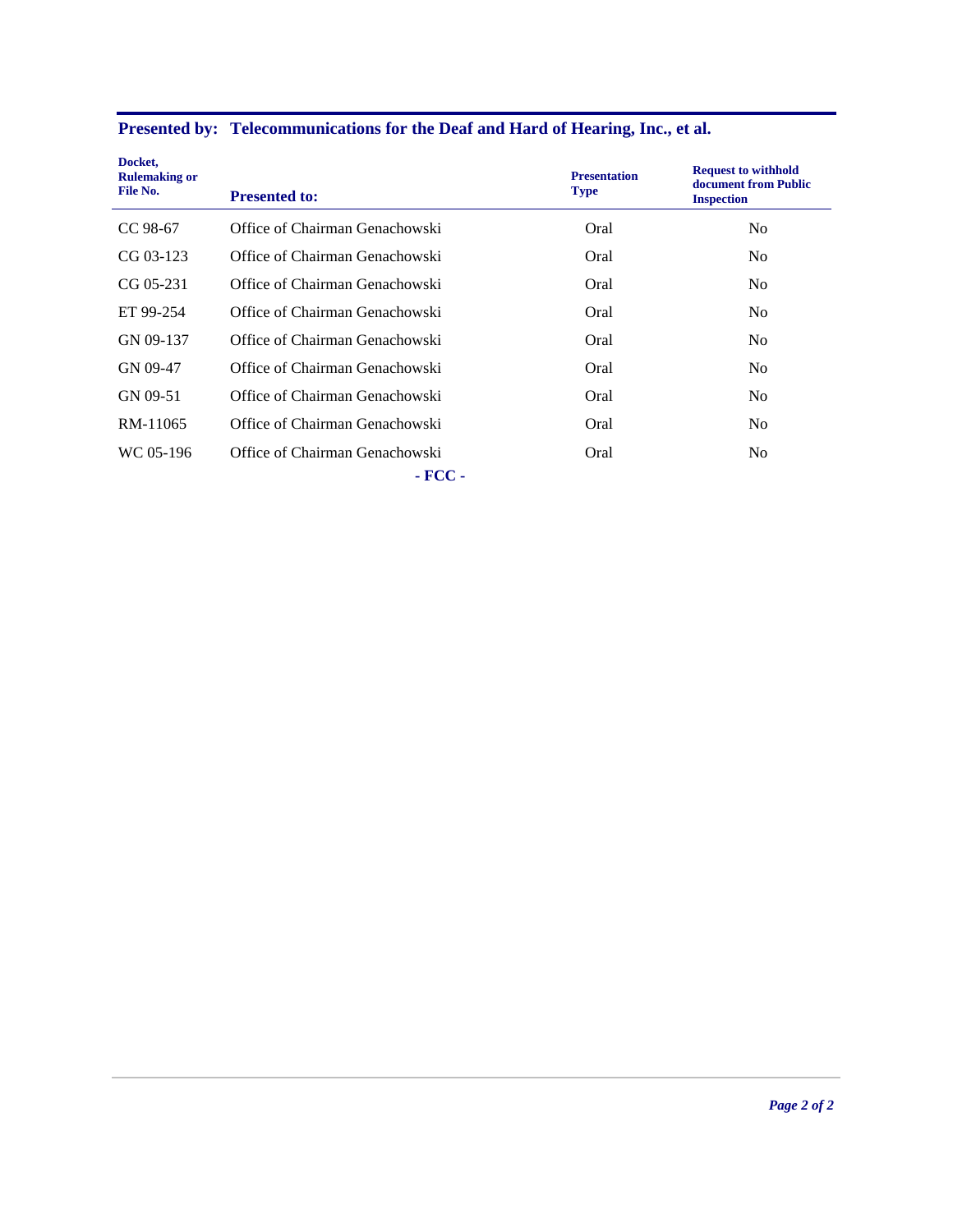## Presented by: Telecommunications for the Deaf and Hard of Hearing, Inc., et al.

| Docket, Rulemaking or File No. | Presented to: | Presentation Type | Request to withhold document from Public Inspection |
|---|---|---|---|
| CC 98-67 | Office of Chairman Genachowski | Oral | No |
| CG 03-123 | Office of Chairman Genachowski | Oral | No |
| CG 05-231 | Office of Chairman Genachowski | Oral | No |
| ET 99-254 | Office of Chairman Genachowski | Oral | No |
| GN 09-137 | Office of Chairman Genachowski | Oral | No |
| GN 09-47 | Office of Chairman Genachowski | Oral | No |
| GN 09-51 | Office of Chairman Genachowski | Oral | No |
| RM-11065 | Office of Chairman Genachowski | Oral | No |
| WC 05-196 | Office of Chairman Genachowski | Oral | No |

**- FCC -**